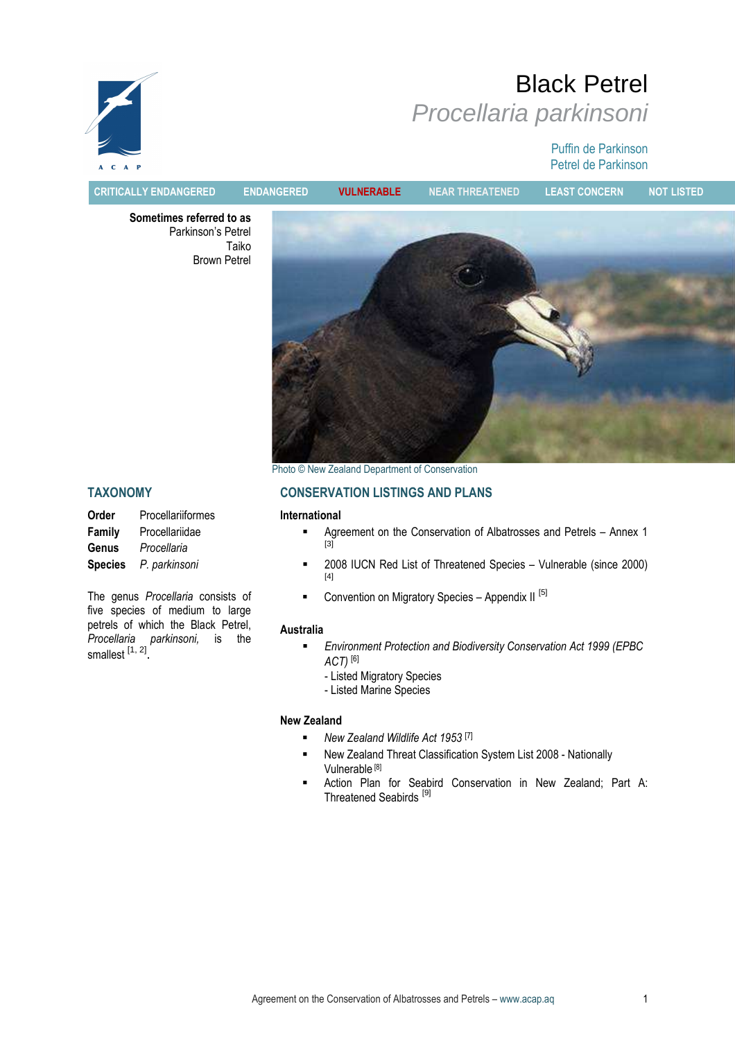# Black Petrel
## *Procellaria parkinsoni*

Puffin de Parkinson
Petrel de Parkinson

CRITICALLY ENDANGERED | ENDANGERED | **VULNERABLE** | NEAR THREATENED | LEAST CONCERN | NOT LISTED

**Sometimes referred to as**
Parkinson's Petrel
Taiko
Brown Petrel

Photo © New Zealand Department of Conservation

## TAXONOMY

**Order** Procellariiformes
**Family** Procellariidae
**Genus** *Procellaria*
**Species** *P. parkinsoni*

The genus *Procellaria* consists of five species of medium to large petrels of which the Black Petrel, *Procellaria parkinsoni,* is the smallest [1, 2].

## CONSERVATION LISTINGS AND PLANS

**International**

- Agreement on the Conservation of Albatrosses and Petrels – Annex 1 [3]
- 2008 IUCN Red List of Threatened Species – Vulnerable (since 2000) [4]
- Convention on Migratory Species – Appendix II [5]

**Australia**

- *Environment Protection and Biodiversity Conservation Act 1999 (EPBC ACT)* [6]
  - Listed Migratory Species
  - Listed Marine Species

**New Zealand**

- *New Zealand Wildlife Act 1953* [7]
- New Zealand Threat Classification System List 2008 - Nationally Vulnerable [8]
- Action Plan for Seabird Conservation in New Zealand; Part A: Threatened Seabirds [9]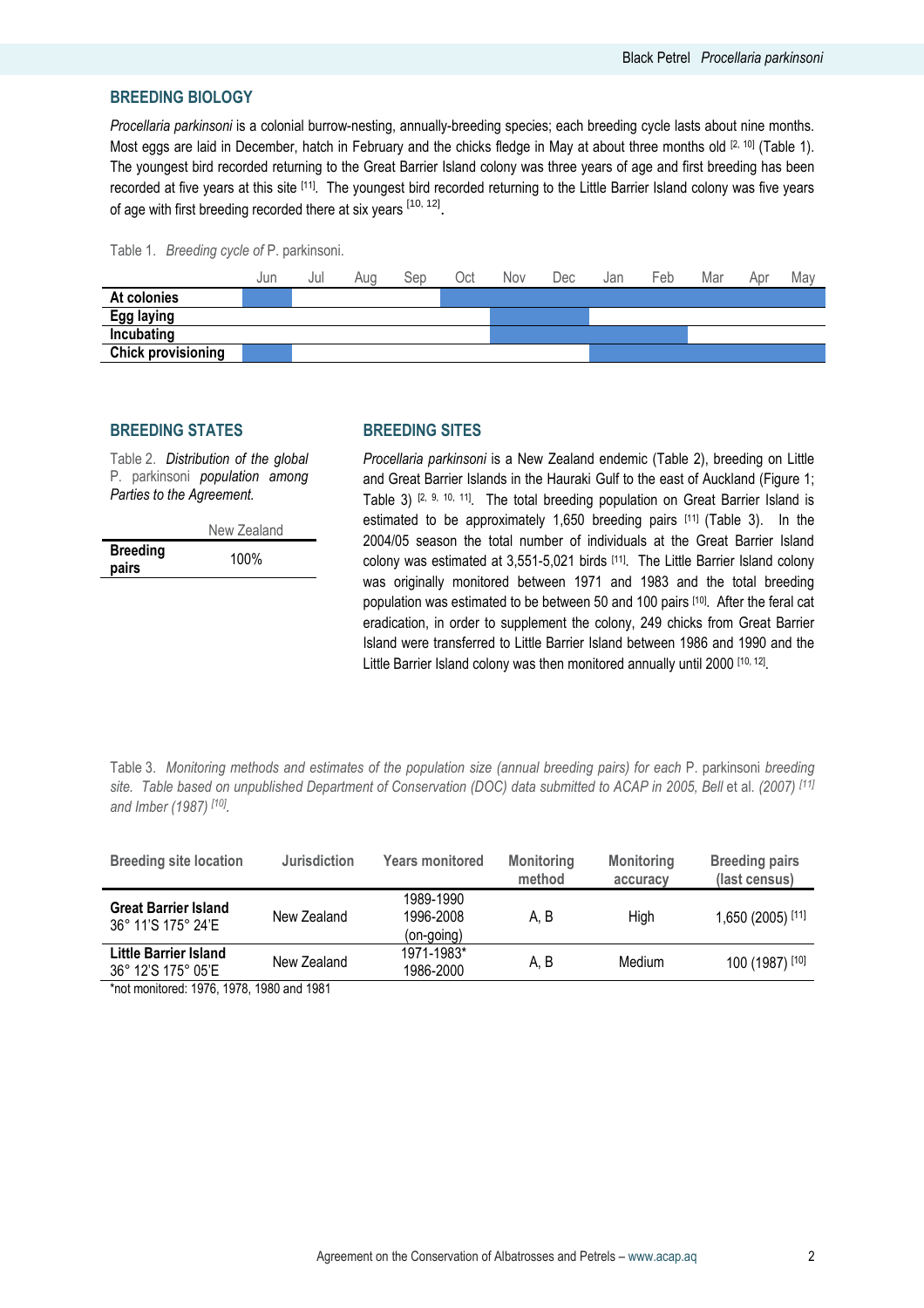## BREEDING BIOLOGY

*Procellaria parkinsoni* is a colonial burrow-nesting, annually-breeding species; each breeding cycle lasts about nine months. Most eggs are laid in December, hatch in February and the chicks fledge in May at about three months old [2, 10] (Table 1). The youngest bird recorded returning to the Great Barrier Island colony was three years of age and first breeding has been recorded at five years at this site [11]. The youngest bird recorded returning to the Little Barrier Island colony was five years of age with first breeding recorded there at six years [10, 12].

Table 1. *Breeding cycle of* P. parkinsoni.

| | Jun | Jul | Aug | Sep | Oct | Nov | Dec | Jan | Feb | Mar | Apr | May |
|---|---|---|---|---|---|---|---|---|---|---|---|---|
| **At colonies** | ■ | | | | ■ | ■ | ■ | ■ | ■ | ■ | ■ | ■ |
| **Egg laying** | | | | | | ■ | ■ | | | | | |
| **Incubating** | | | | | | ■ | ■ | ■ | ■ | | | |
| **Chick provisioning** | ■ | | | | | | | ■ | ■ | ■ | ■ | ■ |

## BREEDING STATES

Table 2. *Distribution of the global* P. parkinsoni *population among Parties to the Agreement.*

| | New Zealand |
|---|---|
| **Breeding pairs** | 100% |

## BREEDING SITES

*Procellaria parkinsoni* is a New Zealand endemic (Table 2), breeding on Little and Great Barrier Islands in the Hauraki Gulf to the east of Auckland (Figure 1; Table 3) [2, 9, 10, 11]. The total breeding population on Great Barrier Island is estimated to be approximately 1,650 breeding pairs [11] (Table 3). In the 2004/05 season the total number of individuals at the Great Barrier Island colony was estimated at 3,551-5,021 birds [11]. The Little Barrier Island colony was originally monitored between 1971 and 1983 and the total breeding population was estimated to be between 50 and 100 pairs [10]. After the feral cat eradication, in order to supplement the colony, 249 chicks from Great Barrier Island were transferred to Little Barrier Island between 1986 and 1990 and the Little Barrier Island colony was then monitored annually until 2000 [10, 12].

Table 3. *Monitoring methods and estimates of the population size (annual breeding pairs) for each* P. parkinsoni *breeding site. Table based on unpublished Department of Conservation (DOC) data submitted to ACAP in 2005, Bell* et al. *(2007)* [11] *and Imber (1987)* [10].

| Breeding site location | Jurisdiction | Years monitored | Monitoring method | Monitoring accuracy | Breeding pairs (last census) |
|---|---|---|---|---|---|
| **Great Barrier Island** 36° 11'S 175° 24'E | New Zealand | 1989-1990 1996-2008 (on-going) | A, B | High | 1,650 (2005) [11] |
| **Little Barrier Island** 36° 12'S 175° 05'E | New Zealand | 1971-1983* 1986-2000 | A, B | Medium | 100 (1987) [10] |

*not monitored: 1976, 1978, 1980 and 1981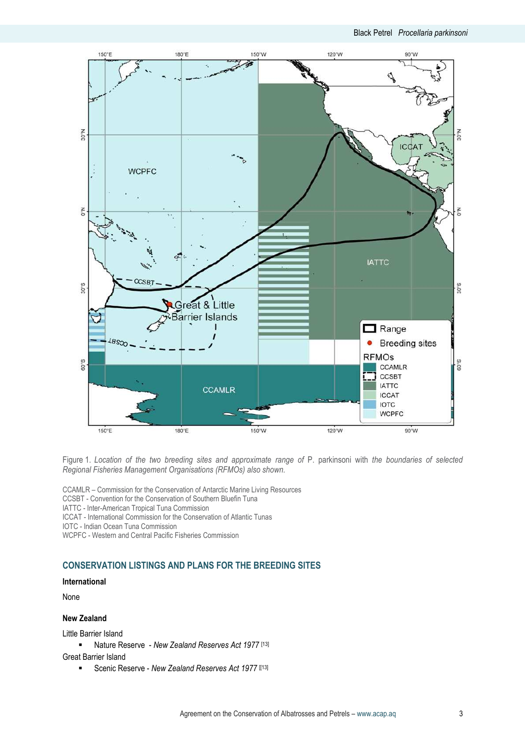Figure 1. *Location of the two breeding sites and approximate range of* P. parkinsoni *with the boundaries of selected Regional Fisheries Management Organisations (RFMOs) also shown.*

CCAMLR – Commission for the Conservation of Antarctic Marine Living Resources
CCSBT - Convention for the Conservation of Southern Bluefin Tuna
IATTC - Inter-American Tropical Tuna Commission
ICCAT - International Commission for the Conservation of Atlantic Tunas
IOTC - Indian Ocean Tuna Commission
WCPFC - Western and Central Pacific Fisheries Commission

## CONSERVATION LISTINGS AND PLANS FOR THE BREEDING SITES

### International

None

### New Zealand

Little Barrier Island

- Nature Reserve - *New Zealand Reserves Act 1977* [13]

Great Barrier Island

- Scenic Reserve - *New Zealand Reserves Act 1977* [13]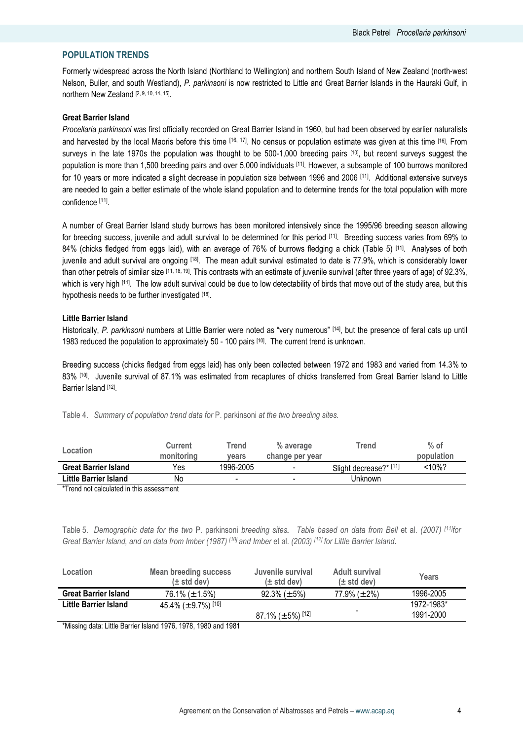## POPULATION TRENDS

Formerly widespread across the North Island (Northland to Wellington) and northern South Island of New Zealand (north-west Nelson, Buller, and south Westland), *P. parkinsoni* is now restricted to Little and Great Barrier Islands in the Hauraki Gulf, in northern New Zealand [2, 9, 10, 14, 15].

**Great Barrier Island**

*Procellaria parkinsoni* was first officially recorded on Great Barrier Island in 1960, but had been observed by earlier naturalists and harvested by the local Maoris before this time [16, 17]. No census or population estimate was given at this time [16]. From surveys in the late 1970s the population was thought to be 500-1,000 breeding pairs [10], but recent surveys suggest the population is more than 1,500 breeding pairs and over 5,000 individuals [11]. However, a subsample of 100 burrows monitored for 10 years or more indicated a slight decrease in population size between 1996 and 2006 [11]. Additional extensive surveys are needed to gain a better estimate of the whole island population and to determine trends for the total population with more confidence [11].

A number of Great Barrier Island study burrows has been monitored intensively since the 1995/96 breeding season allowing for breeding success, juvenile and adult survival to be determined for this period [11]. Breeding success varies from 69% to 84% (chicks fledged from eggs laid), with an average of 76% of burrows fledging a chick (Table 5) [11]. Analyses of both juvenile and adult survival are ongoing [18]. The mean adult survival estimated to date is 77.9%, which is considerably lower than other petrels of similar size [11, 18, 19]. This contrasts with an estimate of juvenile survival (after three years of age) of 92.3%, which is very high [11]. The low adult survival could be due to low detectability of birds that move out of the study area, but this hypothesis needs to be further investigated [18].

**Little Barrier Island**

Historically, *P. parkinsoni* numbers at Little Barrier were noted as "very numerous" [14], but the presence of feral cats up until 1983 reduced the population to approximately 50 - 100 pairs [10]. The current trend is unknown.

Breeding success (chicks fledged from eggs laid) has only been collected between 1972 and 1983 and varied from 14.3% to 83% [10]. Juvenile survival of 87.1% was estimated from recaptures of chicks transferred from Great Barrier Island to Little Barrier Island [12].

Table 4. *Summary of population trend data for* P. parkinsoni *at the two breeding sites.*

| Location | Current monitoring | Trend years | % average change per year | Trend | % of population |
|---|---|---|---|---|---|
| **Great Barrier Island** | Yes | 1996-2005 | - | Slight decrease?* [11] | <10%? |
| **Little Barrier Island** | No | - | - | Unknown | |

*Trend not calculated in this assessment

Table 5. *Demographic data for the two* P. parkinsoni *breeding sites. Table based on data from Bell* et al. *(2007) [11] for Great Barrier Island, and on data from Imber (1987) [10] and Imber* et al. *(2003) [12] for Little Barrier Island.*

| Location | Mean breeding success (± std dev) | Juvenile survival (± std dev) | Adult survival (± std dev) | Years |
|---|---|---|---|---|
| **Great Barrier Island** | 76.1% (±1.5%) | 92.3% (±5%) | 77.9% (±2%) | 1996-2005 |
| **Little Barrier Island** | 45.4% (±9.7%) [10] | | - | 1972-1983* |
| | | 87.1% (±5%) [12] | | 1991-2000 |

*Missing data: Little Barrier Island 1976, 1978, 1980 and 1981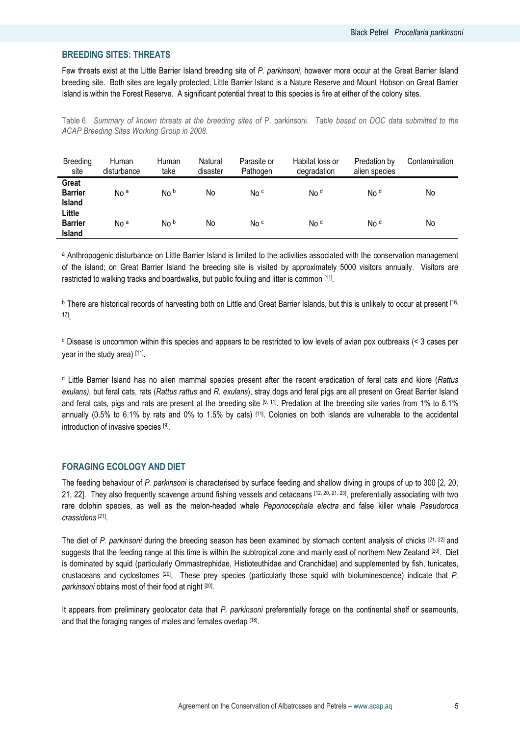## BREEDING SITES: THREATS

Few threats exist at the Little Barrier Island breeding site of *P. parkinsoni*, however more occur at the Great Barrier Island breeding site. Both sites are legally protected; Little Barrier Island is a Nature Reserve and Mount Hobson on Great Barrier Island is within the Forest Reserve. A significant potential threat to this species is fire at either of the colony sites.

Table 6. *Summary of known threats at the breeding sites of* P. parkinsoni. *Table based on DOC data submitted to the ACAP Breeding Sites Working Group in 2008.*

| Breeding site | Human disturbance | Human take | Natural disaster | Parasite or Pathogen | Habitat loss or degradation | Predation by alien species | Contamination |
|---|---|---|---|---|---|---|---|
| **Great Barrier Island** | No [a] | No [b] | No | No [c] | No [d] | No [d] | No |
| **Little Barrier Island** | No [a] | No [b] | No | No [c] | No [d] | No [d] | No |

[a] Anthropogenic disturbance on Little Barrier Island is limited to the activities associated with the conservation management of the island; on Great Barrier Island the breeding site is visited by approximately 5000 visitors annually. Visitors are restricted to walking tracks and boardwalks, but public fouling and litter is common [11].

[b] There are historical records of harvesting both on Little and Great Barrier Islands, but this is unlikely to occur at present [16, 17].

[c] Disease is uncommon within this species and appears to be restricted to low levels of avian pox outbreaks (< 3 cases per year in the study area) [11].

[d] Little Barrier Island has no alien mammal species present after the recent eradication of feral cats and kiore (*Rattus exulans)*, but feral cats, rats (*Rattus rattus* and *R. exulans*), stray dogs and feral pigs are all present on Great Barrier Island and feral cats, pigs and rats are present at the breeding site [9, 11]. Predation at the breeding site varies from 1% to 6.1% annually (0.5% to 6.1% by rats and 0% to 1.5% by cats) [11]. Colonies on both islands are vulnerable to the accidental introduction of invasive species [9].

## FORAGING ECOLOGY AND DIET

The feeding behaviour of *P. parkinsoni* is characterised by surface feeding and shallow diving in groups of up to 300 [2, 20, 21, 22]. They also frequently scavenge around fishing vessels and cetaceans [12, 20, 21, 23], preferentially associating with two rare dolphin species, as well as the melon-headed whale *Peponocephala electra* and false killer whale *Pseudoroca crassidens* [21].

The diet of *P. parkinsoni* during the breeding season has been examined by stomach content analysis of chicks [21, 22] and suggests that the feeding range at this time is within the subtropical zone and mainly east of northern New Zealand [20]. Diet is dominated by squid (particularly Ommastrephidae, Histioteuthidae and Cranchidae) and supplemented by fish, tunicates, crustaceans and cyclostomes [20]. These prey species (particularly those squid with bioluminescence) indicate that *P. parkinsoni* obtains most of their food at night [20].

It appears from preliminary geolocator data that *P. parkinsoni* preferentially forage on the continental shelf or seamounts, and that the foraging ranges of males and females overlap [18].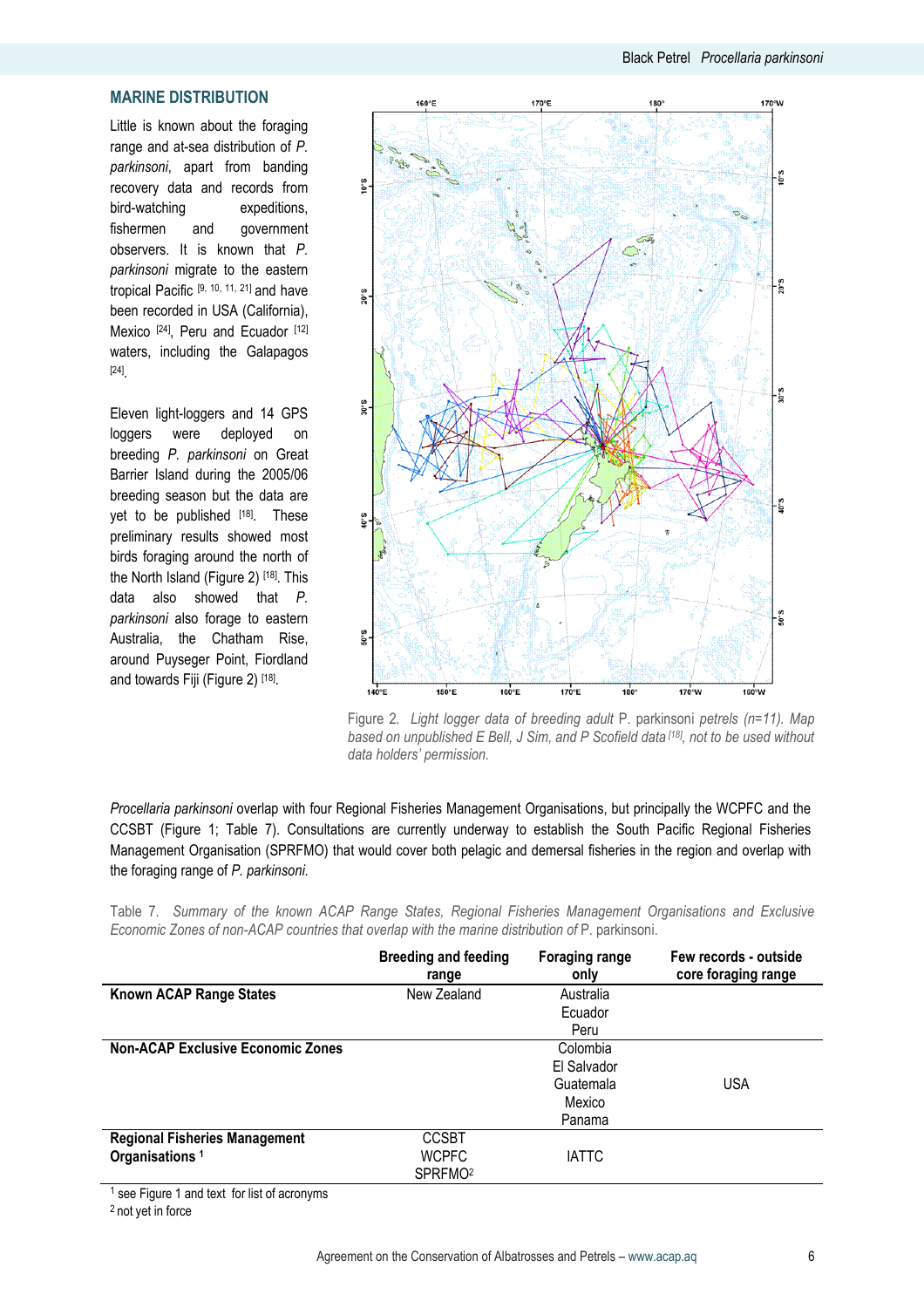## MARINE DISTRIBUTION

Little is known about the foraging range and at-sea distribution of *P. parkinsoni*, apart from banding recovery data and records from bird-watching expeditions, fishermen and government observers. It is known that *P. parkinsoni* migrate to the eastern tropical Pacific [9, 10, 11, 21] and have been recorded in USA (California), Mexico [24], Peru and Ecuador [12] waters, including the Galapagos [24].

Eleven light-loggers and 14 GPS loggers were deployed on breeding *P. parkinsoni* on Great Barrier Island during the 2005/06 breeding season but the data are yet to be published [18]. These preliminary results showed most birds foraging around the north of the North Island (Figure 2) [18]. This data also showed that *P. parkinsoni* also forage to eastern Australia, the Chatham Rise, around Puyseger Point, Fiordland and towards Fiji (Figure 2) [18].

Figure 2. *Light logger data of breeding adult* P. parkinsoni *petrels (n=11). Map based on unpublished E Bell, J Sim, and P Scofield data [18], not to be used without data holders' permission.*

*Procellaria parkinsoni* overlap with four Regional Fisheries Management Organisations, but principally the WCPFC and the CCSBT (Figure 1; Table 7). Consultations are currently underway to establish the South Pacific Regional Fisheries Management Organisation (SPRFMO) that would cover both pelagic and demersal fisheries in the region and overlap with the foraging range of *P. parkinsoni*.

Table 7. *Summary of the known ACAP Range States, Regional Fisheries Management Organisations and Exclusive Economic Zones of non-ACAP countries that overlap with the marine distribution of* P. parkinsoni.

| | Breeding and feeding range | Foraging range only | Few records - outside core foraging range |
|---|---|---|---|
| **Known ACAP Range States** | New Zealand | Australia<br>Ecuador<br>Peru | |
| **Non-ACAP Exclusive Economic Zones** | | Colombia<br>El Salvador<br>Guatemala<br>Mexico<br>Panama | USA |
| **Regional Fisheries Management Organisations [1]** | CCSBT<br>WCPFC<br>SPRFMO[2] | IATTC | |

[1] see Figure 1 and text for list of acronyms

[2] not yet in force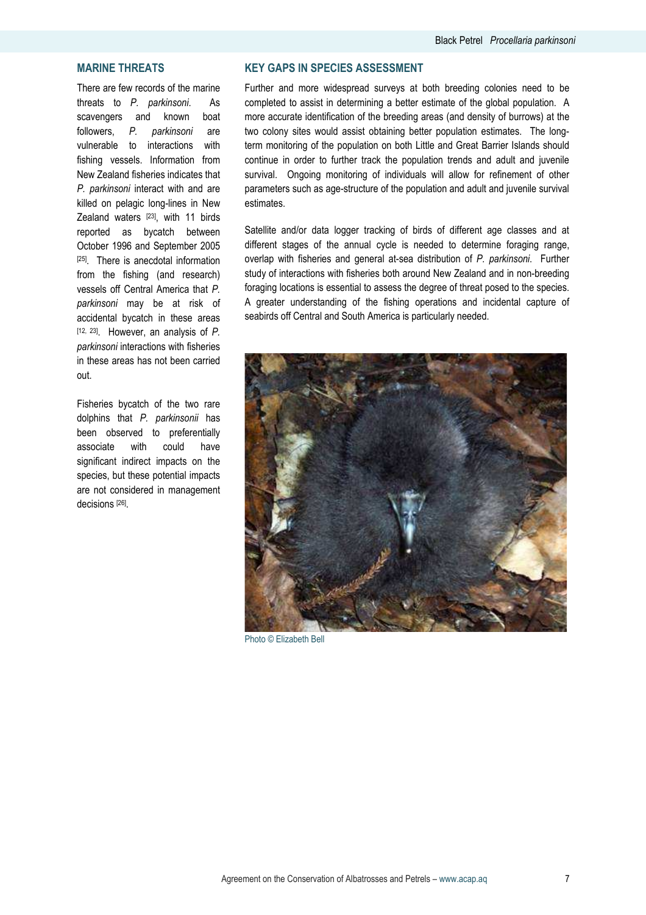## MARINE THREATS

There are few records of the marine threats to *P. parkinsoni*. As scavengers and known boat followers, *P. parkinsoni* are vulnerable to interactions with fishing vessels. Information from New Zealand fisheries indicates that *P. parkinsoni* interact with and are killed on pelagic long-lines in New Zealand waters [23], with 11 birds reported as bycatch between October 1996 and September 2005 [25]. There is anecdotal information from the fishing (and research) vessels off Central America that *P. parkinsoni* may be at risk of accidental bycatch in these areas [12, 23]. However, an analysis of *P. parkinsoni* interactions with fisheries in these areas has not been carried out.

Fisheries bycatch of the two rare dolphins that *P. parkinsonii* has been observed to preferentially associate with could have significant indirect impacts on the species, but these potential impacts are not considered in management decisions [26].

## KEY GAPS IN SPECIES ASSESSMENT

Further and more widespread surveys at both breeding colonies need to be completed to assist in determining a better estimate of the global population. A more accurate identification of the breeding areas (and density of burrows) at the two colony sites would assist obtaining better population estimates. The long-term monitoring of the population on both Little and Great Barrier Islands should continue in order to further track the population trends and adult and juvenile survival. Ongoing monitoring of individuals will allow for refinement of other parameters such as age-structure of the population and adult and juvenile survival estimates.

Satellite and/or data logger tracking of birds of different age classes and at different stages of the annual cycle is needed to determine foraging range, overlap with fisheries and general at-sea distribution of *P. parkinsoni*. Further study of interactions with fisheries both around New Zealand and in non-breeding foraging locations is essential to assess the degree of threat posed to the species. A greater understanding of the fishing operations and incidental capture of seabirds off Central and South America is particularly needed.

Photo © Elizabeth Bell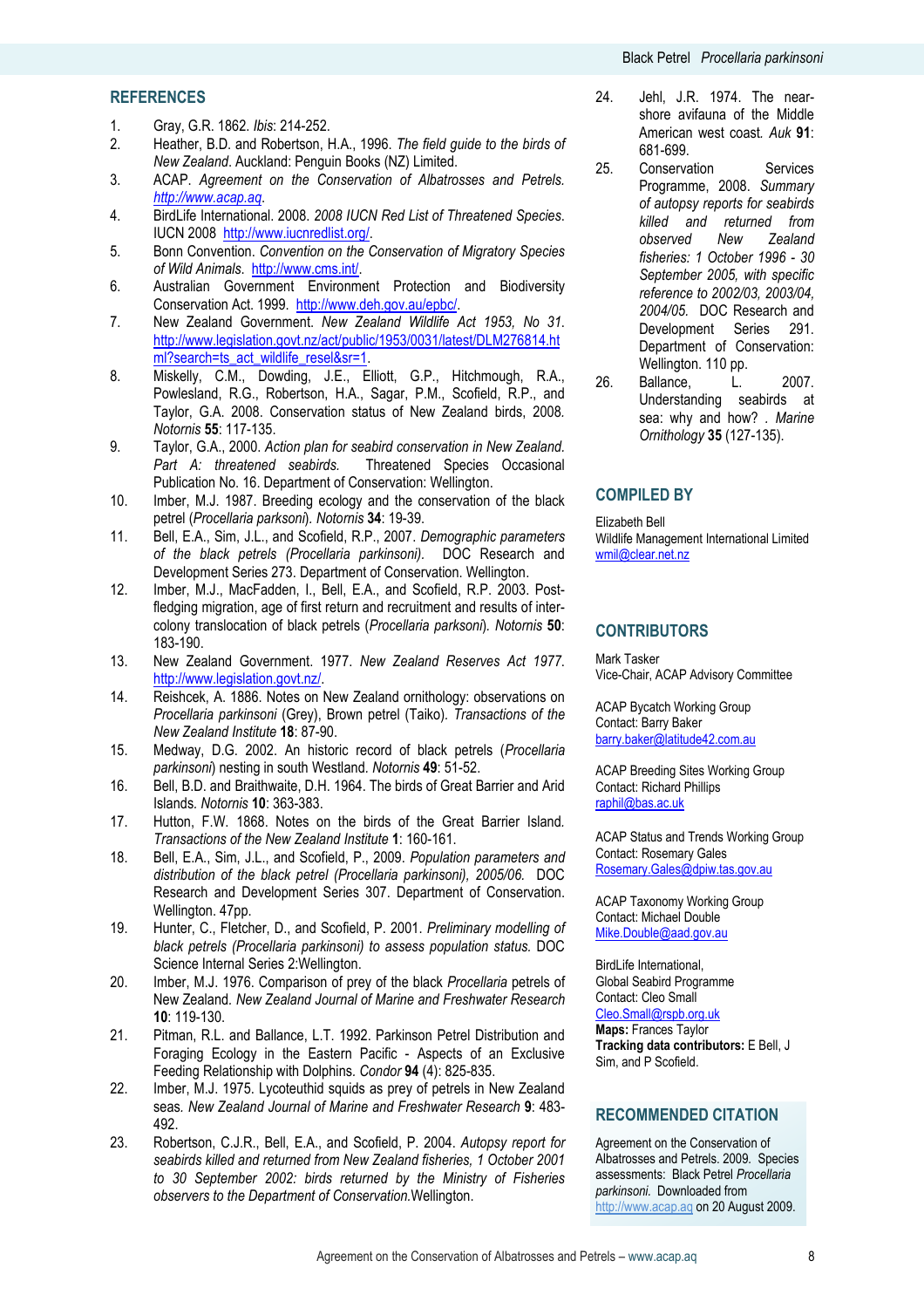## REFERENCES

1. Gray, G.R. 1862. *Ibis*: 214-252.
2. Heather, B.D. and Robertson, H.A., 1996. *The field guide to the birds of New Zealand*. Auckland: Penguin Books (NZ) Limited.
3. ACAP. *Agreement on the Conservation of Albatrosses and Petrels. http://www.acap.aq*.
4. BirdLife International. 2008. *2008 IUCN Red List of Threatened Species*. IUCN 2008 http://www.iucnredlist.org/.
5. Bonn Convention. *Convention on the Conservation of Migratory Species of Wild Animals*. http://www.cms.int/.
6. Australian Government Environment Protection and Biodiversity Conservation Act. 1999. http://www.deh.gov.au/epbc/.
7. New Zealand Government. *New Zealand Wildlife Act 1953, No 31*. http://www.legislation.govt.nz/act/public/1953/0031/latest/DLM276814.html?search=ts_act_wildlife_resel&sr=1.
8. Miskelly, C.M., Dowding, J.E., Elliott, G.P., Hitchmough, R.A., Powlesland, R.G., Robertson, H.A., Sagar, P.M., Scofield, R.P., and Taylor, G.A. 2008. Conservation status of New Zealand birds, 2008. *Notornis* **55**: 117-135.
9. Taylor, G.A., 2000. *Action plan for seabird conservation in New Zealand. Part A: threatened seabirds.* Threatened Species Occasional Publication No. 16. Department of Conservation: Wellington.
10. Imber, M.J. 1987. Breeding ecology and the conservation of the black petrel (*Procellaria parksoni*). *Notornis* **34**: 19-39.
11. Bell, E.A., Sim, J.L., and Scofield, R.P., 2007. *Demographic parameters of the black petrels (Procellaria parkinsoni).* DOC Research and Development Series 273. Department of Conservation. Wellington.
12. Imber, M.J., MacFadden, I., Bell, E.A., and Scofield, R.P. 2003. Post-fledging migration, age of first return and recruitment and results of inter-colony translocation of black petrels (*Procellaria parksoni*). *Notornis* **50**: 183-190.
13. New Zealand Government. 1977. *New Zealand Reserves Act 1977*. http://www.legislation.govt.nz/.
14. Reishcek, A. 1886. Notes on New Zealand ornithology: observations on *Procellaria parkinsoni* (Grey), Brown petrel (Taiko). *Transactions of the New Zealand Institute* **18**: 87-90.
15. Medway, D.G. 2002. An historic record of black petrels (*Procellaria parkinsoni*) nesting in south Westland. *Notornis* **49**: 51-52.
16. Bell, B.D. and Braithwaite, D.H. 1964. The birds of Great Barrier and Arid Islands. *Notornis* **10**: 363-383.
17. Hutton, F.W. 1868. Notes on the birds of the Great Barrier Island. *Transactions of the New Zealand Institute* **1**: 160-161.
18. Bell, E.A., Sim, J.L., and Scofield, P., 2009. *Population parameters and distribution of the black petrel (Procellaria parkinsoni), 2005/06.* DOC Research and Development Series 307. Department of Conservation. Wellington. 47pp.
19. Hunter, C., Fletcher, D., and Scofield, P. 2001. *Preliminary modelling of black petrels (Procellaria parkinsoni) to assess population status.* DOC Science Internal Series 2:Wellington.
20. Imber, M.J. 1976. Comparison of prey of the black *Procellaria* petrels of New Zealand. *New Zealand Journal of Marine and Freshwater Research* **10**: 119-130.
21. Pitman, R.L. and Ballance, L.T. 1992. Parkinson Petrel Distribution and Foraging Ecology in the Eastern Pacific - Aspects of an Exclusive Feeding Relationship with Dolphins. *Condor* **94** (4): 825-835.
22. Imber, M.J. 1975. Lycoteuthid squids as prey of petrels in New Zealand seas. *New Zealand Journal of Marine and Freshwater Research* **9**: 483-492.
23. Robertson, C.J.R., Bell, E.A., and Scofield, P. 2004. *Autopsy report for seabirds killed and returned from New Zealand fisheries, 1 October 2001 to 30 September 2002: birds returned by the Ministry of Fisheries observers to the Department of Conservation.*Wellington.
24. Jehl, J.R. 1974. The near-shore avifauna of the Middle American west coast. *Auk* **91**: 681-699.
25. Conservation Services Programme, 2008. *Summary of autopsy reports for seabirds killed and returned from observed New Zealand fisheries: 1 October 1996 - 30 September 2005, with specific reference to 2002/03, 2003/04, 2004/05.* DOC Research and Development Series 291. Department of Conservation: Wellington. 110 pp.
26. Ballance, L. 2007. Understanding seabirds at sea: why and how? . *Marine Ornithology* **35** (127-135).

## COMPILED BY

Elizabeth Bell
Wildlife Management International Limited
wmil@clear.net.nz

## CONTRIBUTORS

Mark Tasker
Vice-Chair, ACAP Advisory Committee

ACAP Bycatch Working Group
Contact: Barry Baker
barry.baker@latitude42.com.au

ACAP Breeding Sites Working Group
Contact: Richard Phillips
raphil@bas.ac.uk

ACAP Status and Trends Working Group
Contact: Rosemary Gales
Rosemary.Gales@dpiw.tas.gov.au

ACAP Taxonomy Working Group
Contact: Michael Double
Mike.Double@aad.gov.au

BirdLife International,
Global Seabird Programme
Contact: Cleo Small
Cleo.Small@rspb.org.uk
**Maps:** Frances Taylor
**Tracking data contributors:** E Bell, J Sim, and P Scofield.

## RECOMMENDED CITATION

Agreement on the Conservation of Albatrosses and Petrels. 2009. Species assessments: Black Petrel *Procellaria parkinsoni*. Downloaded from http://www.acap.aq on 20 August 2009.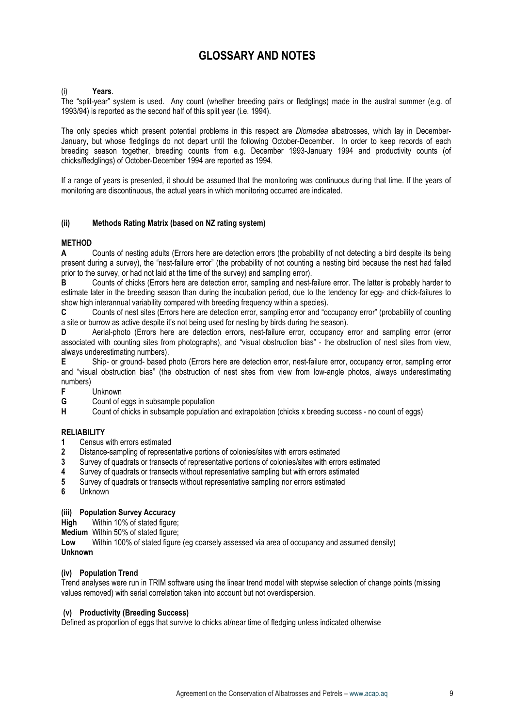# GLOSSARY AND NOTES

### (i) Years.

The "split-year" system is used. Any count (whether breeding pairs or fledglings) made in the austral summer (e.g. of 1993/94) is reported as the second half of this split year (i.e. 1994).

The only species which present potential problems in this respect are *Diomedea* albatrosses, which lay in December-January, but whose fledglings do not depart until the following October-December. In order to keep records of each breeding season together, breeding counts from e.g. December 1993-January 1994 and productivity counts (of chicks/fledglings) of October-December 1994 are reported as 1994.

If a range of years is presented, it should be assumed that the monitoring was continuous during that time. If the years of monitoring are discontinuous, the actual years in which monitoring occurred are indicated.

### (ii) Methods Rating Matrix (based on NZ rating system)

**METHOD**

**A** Counts of nesting adults (Errors here are detection errors (the probability of not detecting a bird despite its being present during a survey), the "nest-failure error" (the probability of not counting a nesting bird because the nest had failed prior to the survey, or had not laid at the time of the survey) and sampling error).

**B** Counts of chicks (Errors here are detection error, sampling and nest-failure error. The latter is probably harder to estimate later in the breeding season than during the incubation period, due to the tendency for egg- and chick-failures to show high interannual variability compared with breeding frequency within a species).

**C** Counts of nest sites (Errors here are detection error, sampling error and "occupancy error" (probability of counting a site or burrow as active despite it's not being used for nesting by birds during the season).

**D** Aerial-photo (Errors here are detection errors, nest-failure error, occupancy error and sampling error (error associated with counting sites from photographs), and "visual obstruction bias" - the obstruction of nest sites from view, always underestimating numbers).

**E** Ship- or ground- based photo (Errors here are detection error, nest-failure error, occupancy error, sampling error and "visual obstruction bias" (the obstruction of nest sites from view from low-angle photos, always underestimating numbers)

**F** Unknown

**G** Count of eggs in subsample population

**H** Count of chicks in subsample population and extrapolation (chicks x breeding success - no count of eggs)

**RELIABILITY**

**1** Census with errors estimated

**2** Distance-sampling of representative portions of colonies/sites with errors estimated

**3** Survey of quadrats or transects of representative portions of colonies/sites with errors estimated

**4** Survey of quadrats or transects without representative sampling but with errors estimated

**5** Survey of quadrats or transects without representative sampling nor errors estimated

**6** Unknown

### (iii) Population Survey Accuracy

**High** Within 10% of stated figure;

**Medium** Within 50% of stated figure;

**Low** Within 100% of stated figure (eg coarsely assessed via area of occupancy and assumed density)

**Unknown**

### (iv) Population Trend

Trend analyses were run in TRIM software using the linear trend model with stepwise selection of change points (missing values removed) with serial correlation taken into account but not overdispersion.

### (v) Productivity (Breeding Success)

Defined as proportion of eggs that survive to chicks at/near time of fledging unless indicated otherwise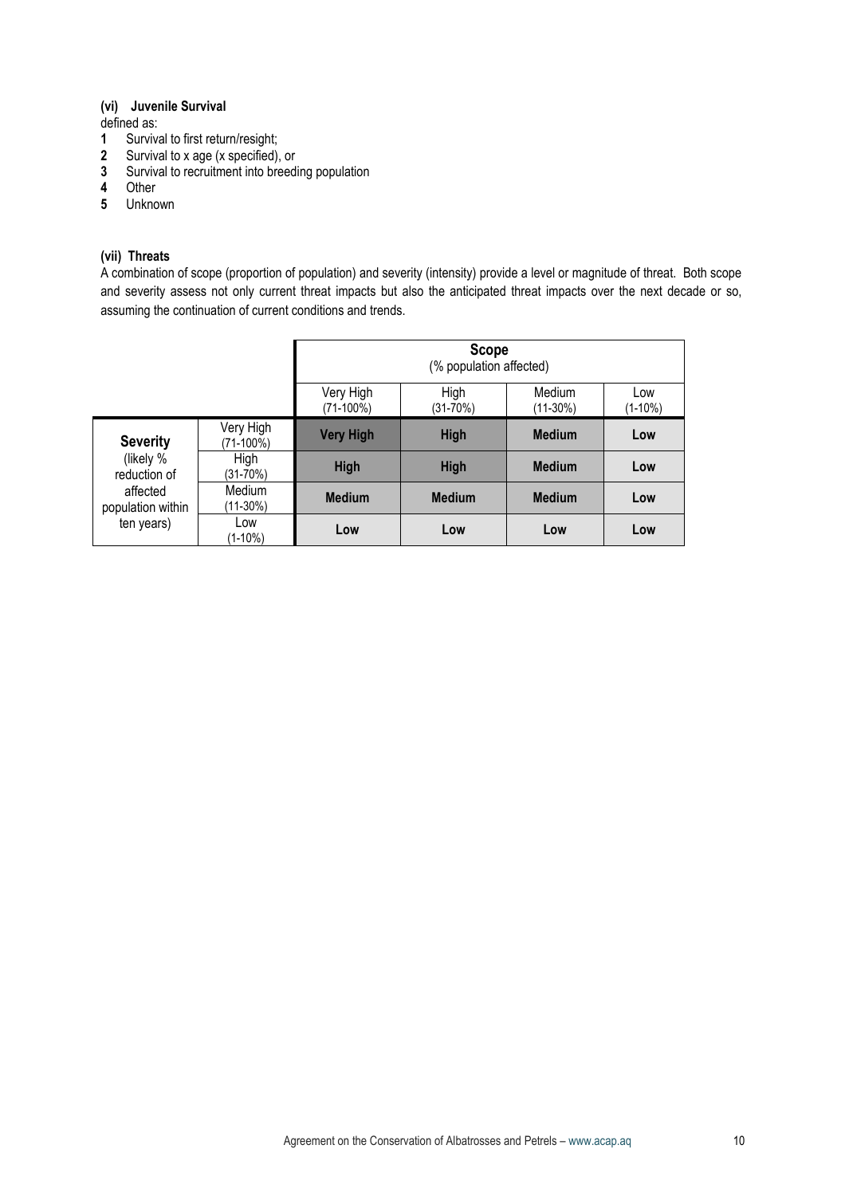**(vi) Juvenile Survival**

defined as:

**1** Survival to first return/resight;
**2** Survival to x age (x specified), or
**3** Survival to recruitment into breeding population
**4** Other
**5** Unknown

**(vii) Threats**

A combination of scope (proportion of population) and severity (intensity) provide a level or magnitude of threat. Both scope and severity assess not only current threat impacts but also the anticipated threat impacts over the next decade or so, assuming the continuation of current conditions and trends.

| | | **Scope** (% population affected) | | | |
|---|---|---|---|---|---|
| | | Very High (71-100%) | High (31-70%) | Medium (11-30%) | Low (1-10%) |
| **Severity** (likely % reduction of affected population within ten years) | Very High (71-100%) | **Very High** | **High** | **Medium** | **Low** |
| | High (31-70%) | **High** | **High** | **Medium** | **Low** |
| | Medium (11-30%) | **Medium** | **Medium** | **Medium** | **Low** |
| | Low (1-10%) | **Low** | **Low** | **Low** | **Low** |